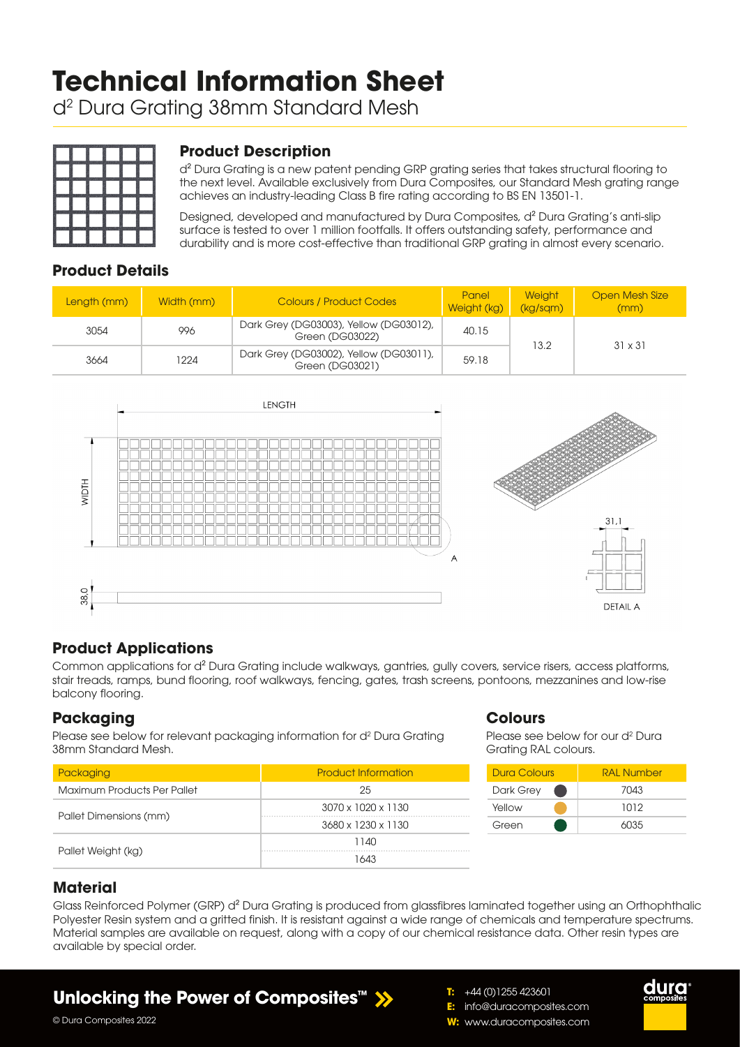# Technical Information Sheet

d² Dura Grating 38mm Standard Mesh

## Product Description

d² Dura Grating is a new patent pending GRP grating series that takes structural flooring to the next level. Available exclusively from Dura Composites, our Standard Mesh grating range achieves an industry-leading Class B fire rating according to BS EN 13501-1.

Designed, developed and manufactured by Dura Composites, d² Dura Grating's anti-slip surface is tested to over 1 million footfalls. It offers outstanding safety, performance and durability and is more cost-effective than traditional GRP grating in almost every scenario.

## Product Details

| Length (mm) | Width (mm) | Colours / Product Codes | Panel Weight (kg) | Weight (kg/sqm) | Open Mesh Size (mm) |
|---|---|---|---|---|---|
| 3054 | 996 | Dark Grey (DG03003), Yellow (DG03012), Green (DG03022) | 40.15 | 13.2 | 31 x 31 |
| 3664 | 1224 | Dark Grey (DG03002), Yellow (DG03011), Green (DG03021) | 59.18 | | |

LENGTH

WIDTH

38,0

A

31,1

DETAIL A

## Product Applications

Common applications for d² Dura Grating include walkways, gantries, gully covers, service risers, access platforms, stair treads, ramps, bund flooring, roof walkways, fencing, gates, trash screens, pontoons, mezzanines and low-rise balcony flooring.

## Packaging

Please see below for relevant packaging information for d² Dura Grating 38mm Standard Mesh.

| Packaging | Product Information |
|---|---|
| Maximum Products Per Pallet | 25 |
| Pallet Dimensions (mm) | 3070 x 1020 x 1130 |
| | 3680 x 1230 x 1130 |
| Pallet Weight (kg) | 1140 |
| | 1643 |

## Colours

Please see below for our d² Dura Grating RAL colours.

| Dura Colours | RAL Number |
|---|---|
| Dark Grey | 7043 |
| Yellow | 1012 |
| Green | 6035 |

## Material

Glass Reinforced Polymer (GRP) d² Dura Grating is produced from glassfibres laminated together using an Orthophthalic Polyester Resin system and a gritted finish. It is resistant against a wide range of chemicals and temperature spectrums. Material samples are available on request, along with a copy of our chemical resistance data. Other resin types are available by special order.

**Unlocking the Power of Composites™**

© Dura Composites 2022

**T:** +44 (0)1255 423601
**E:** info@duracomposites.com
**W:** www.duracomposites.com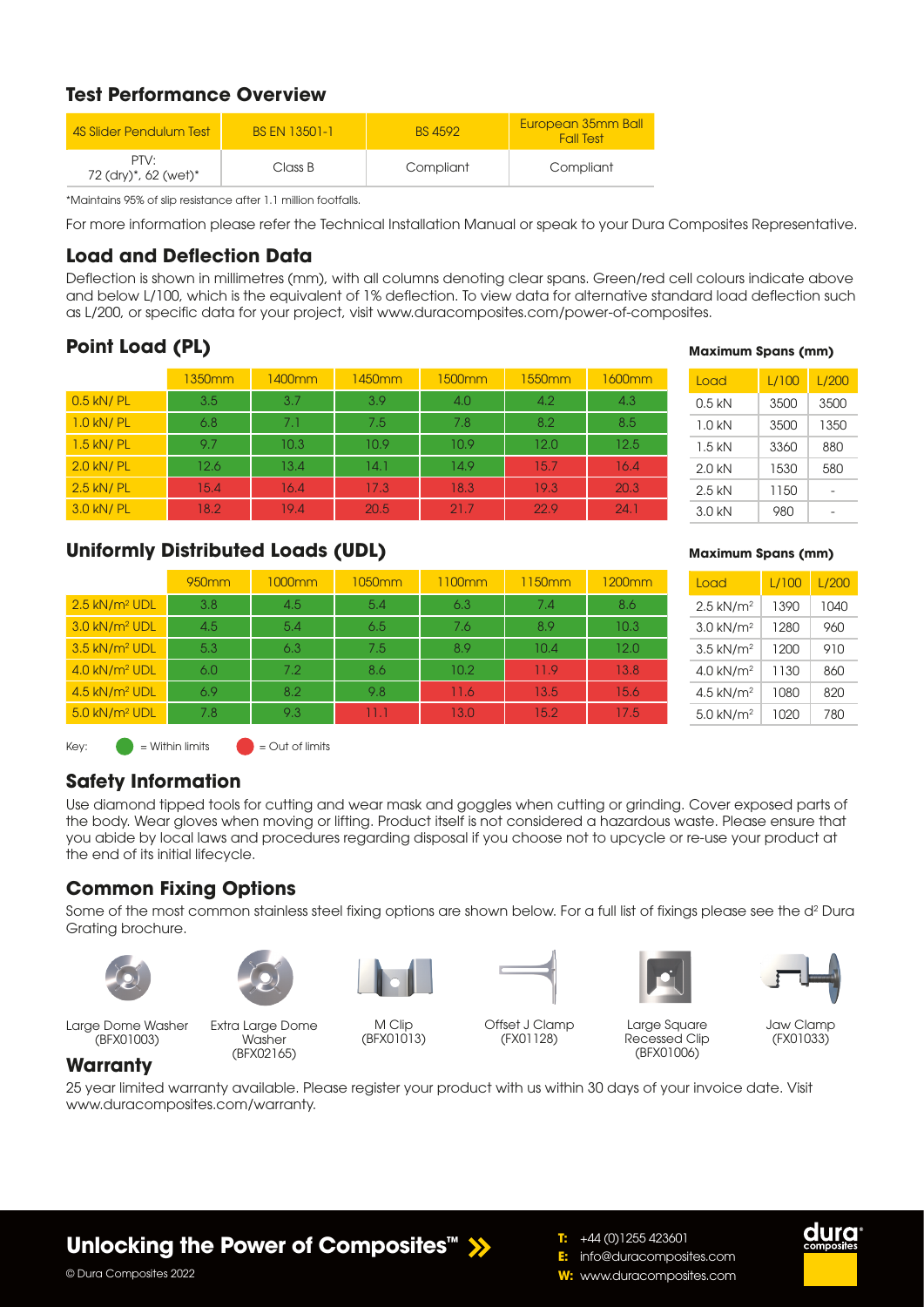## Test Performance Overview

| 4S Slider Pendulum Test | BS EN 13501-1 | BS 4592 | European 35mm Ball Fall Test |
|---|---|---|---|
| PTV: 72 (dry)*, 62 (wet)* | Class B | Compliant | Compliant |

*Maintains 95% of slip resistance after 1.1 million footfalls.

For more information please refer the Technical Installation Manual or speak to your Dura Composites Representative.

## Load and Deflection Data

Deflection is shown in millimetres (mm), with all columns denoting clear spans. Green/red cell colours indicate above and below L/100, which is the equivalent of 1% deflection. To view data for alternative standard load deflection such as L/200, or specific data for your project, visit www.duracomposites.com/power-of-composites.

### Point Load (PL)

| | 1350mm | 1400mm | 1450mm | 1500mm | 1550mm | 1600mm |
|---|---|---|---|---|---|---|
| 0.5 kN/ PL | 3.5 | 3.7 | 3.9 | 4.0 | 4.2 | 4.3 |
| 1.0 kN/ PL | 6.8 | 7.1 | 7.5 | 7.8 | 8.2 | 8.5 |
| 1.5 kN/ PL | 9.7 | 10.3 | 10.9 | 10.9 | 12.0 | 12.5 |
| 2.0 kN/ PL | 12.6 | 13.4 | 14.1 | 14.9 | 15.7 | 16.4 |
| 2.5 kN/ PL | 15.4 | 16.4 | 17.3 | 18.3 | 19.3 | 20.3 |
| 3.0 kN/ PL | 18.2 | 19.4 | 20.5 | 21.7 | 22.9 | 24.1 |

**Maximum Spans (mm)**

| Load | L/100 | L/200 |
|---|---|---|
| 0.5 kN | 3500 | 3500 |
| 1.0 kN | 3500 | 1350 |
| 1.5 kN | 3360 | 880 |
| 2.0 kN | 1530 | 580 |
| 2.5 kN | 1150 | - |
| 3.0 kN | 980 | - |

### Uniformly Distributed Loads (UDL)

| | 950mm | 1000mm | 1050mm | 1100mm | 1150mm | 1200mm |
|---|---|---|---|---|---|---|
| 2.5 kN/m² UDL | 3.8 | 4.5 | 5.4 | 6.3 | 7.4 | 8.6 |
| 3.0 kN/m² UDL | 4.5 | 5.4 | 6.5 | 7.6 | 8.9 | 10.3 |
| 3.5 kN/m² UDL | 5.3 | 6.3 | 7.5 | 8.9 | 10.4 | 12.0 |
| 4.0 kN/m² UDL | 6.0 | 7.2 | 8.6 | 10.2 | 11.9 | 13.8 |
| 4.5 kN/m² UDL | 6.9 | 8.2 | 9.8 | 11.6 | 13.5 | 15.6 |
| 5.0 kN/m² UDL | 7.8 | 9.3 | 11.1 | 13.0 | 15.2 | 17.5 |

**Maximum Spans (mm)**

| Load | L/100 | L/200 |
|---|---|---|
| 2.5 kN/m² | 1390 | 1040 |
| 3.0 kN/m² | 1280 | 960 |
| 3.5 kN/m² | 1200 | 910 |
| 4.0 kN/m² | 1130 | 860 |
| 4.5 kN/m² | 1080 | 820 |
| 5.0 kN/m² | 1020 | 780 |

Key: = Within limits = Out of limits

## Safety Information

Use diamond tipped tools for cutting and wear mask and goggles when cutting or grinding. Cover exposed parts of the body. Wear gloves when moving or lifting. Product itself is not considered a hazardous waste. Please ensure that you abide by local laws and procedures regarding disposal if you choose not to upcycle or re-use your product at the end of its initial lifecycle.

## Common Fixing Options

Some of the most common stainless steel fixing options are shown below. For a full list of fixings please see the d² Dura Grating brochure.

Large Dome Washer (BFX01003)

Extra Large Dome Washer (BFX02165)

M Clip (BFX01013)

Offset J Clamp (FX01128)

Large Square Recessed Clip (BFX01006)

Jaw Clamp (FX01033)

## Warranty

25 year limited warranty available. Please register your product with us within 30 days of your invoice date. Visit www.duracomposites.com/warranty.

**Unlocking the Power of Composites™**

© Dura Composites 2022

T: +44 (0)1255 423601
E: info@duracomposites.com
W: www.duracomposites.com